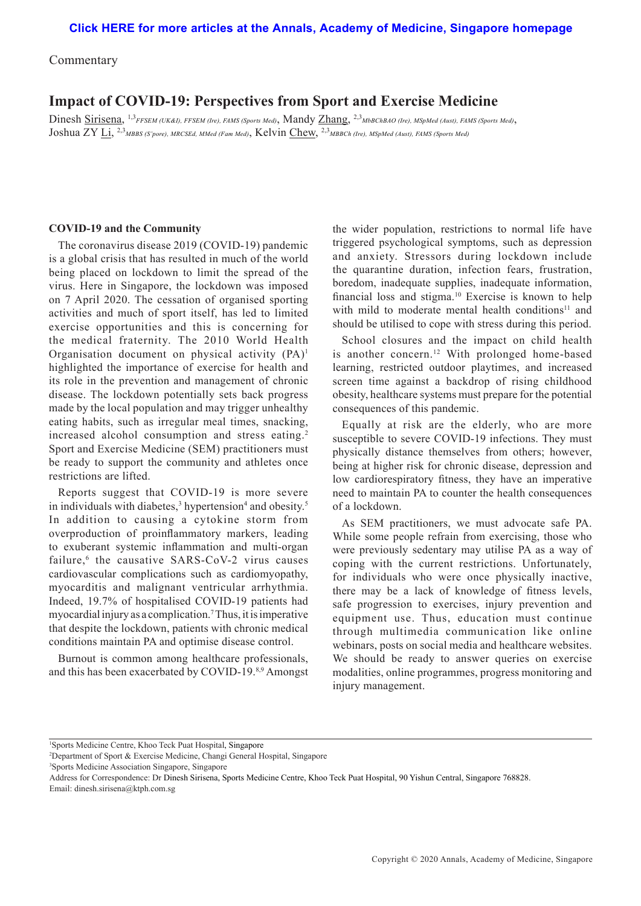Click HERE for more articles at the Annals, Academy of Medicine, Singapore homepage

Commentary

# Impact of COVID-19: Perspectives from Sport and Exercise Medicine

Dinesh Sirisena, [1,3]*FFSEM (UK&I), FFSEM (Ire), FAMS (Sports Med)*, Mandy Zhang, [2,3]*MbBChBAO (Ire), MSpMed (Aust), FAMS (Sports Med)*, Joshua ZY Li, [2,3]*MBBS (S'pore), MRCSEd, MMed (Fam Med)*, Kelvin Chew, [2,3]*MBBCh (Ire), MSpMed (Aust), FAMS (Sports Med)*

## COVID-19 and the Community

The coronavirus disease 2019 (COVID-19) pandemic is a global crisis that has resulted in much of the world being placed on lockdown to limit the spread of the virus. Here in Singapore, the lockdown was imposed on 7 April 2020. The cessation of organised sporting activities and much of sport itself, has led to limited exercise opportunities and this is concerning for the medical fraternity. The 2010 World Health Organisation document on physical activity (PA)[1] highlighted the importance of exercise for health and its role in the prevention and management of chronic disease. The lockdown potentially sets back progress made by the local population and may trigger unhealthy eating habits, such as irregular meal times, snacking, increased alcohol consumption and stress eating.[2] Sport and Exercise Medicine (SEM) practitioners must be ready to support the community and athletes once restrictions are lifted.

Reports suggest that COVID-19 is more severe in individuals with diabetes,[3] hypertension[4] and obesity.[5] In addition to causing a cytokine storm from overproduction of proinflammatory markers, leading to exuberant systemic inflammation and multi-organ failure,[6] the causative SARS-CoV-2 virus causes cardiovascular complications such as cardiomyopathy, myocarditis and malignant ventricular arrhythmia. Indeed, 19.7% of hospitalised COVID-19 patients had myocardial injury as a complication.[7] Thus, it is imperative that despite the lockdown, patients with chronic medical conditions maintain PA and optimise disease control.

Burnout is common among healthcare professionals, and this has been exacerbated by COVID-19.[8,9] Amongst the wider population, restrictions to normal life have triggered psychological symptoms, such as depression and anxiety. Stressors during lockdown include the quarantine duration, infection fears, frustration, boredom, inadequate supplies, inadequate information, financial loss and stigma.[10] Exercise is known to help with mild to moderate mental health conditions[11] and should be utilised to cope with stress during this period.

School closures and the impact on child health is another concern.[12] With prolonged home-based learning, restricted outdoor playtimes, and increased screen time against a backdrop of rising childhood obesity, healthcare systems must prepare for the potential consequences of this pandemic.

Equally at risk are the elderly, who are more susceptible to severe COVID-19 infections. They must physically distance themselves from others; however, being at higher risk for chronic disease, depression and low cardiorespiratory fitness, they have an imperative need to maintain PA to counter the health consequences of a lockdown.

As SEM practitioners, we must advocate safe PA. While some people refrain from exercising, those who were previously sedentary may utilise PA as a way of coping with the current restrictions. Unfortunately, for individuals who were once physically inactive, there may be a lack of knowledge of fitness levels, safe progression to exercises, injury prevention and equipment use. Thus, education must continue through multimedia communication like online webinars, posts on social media and healthcare websites. We should be ready to answer queries on exercise modalities, online programmes, progress monitoring and injury management.

---

[1] Sports Medicine Centre, Khoo Teck Puat Hospital, Singapore

[2] Department of Sport & Exercise Medicine, Changi General Hospital, Singapore

[3] Sports Medicine Association Singapore, Singapore

Address for Correspondence: Dr Dinesh Sirisena, Sports Medicine Centre, Khoo Teck Puat Hospital, 90 Yishun Central, Singapore 768828.
Email: dinesh.sirisena@ktph.com.sg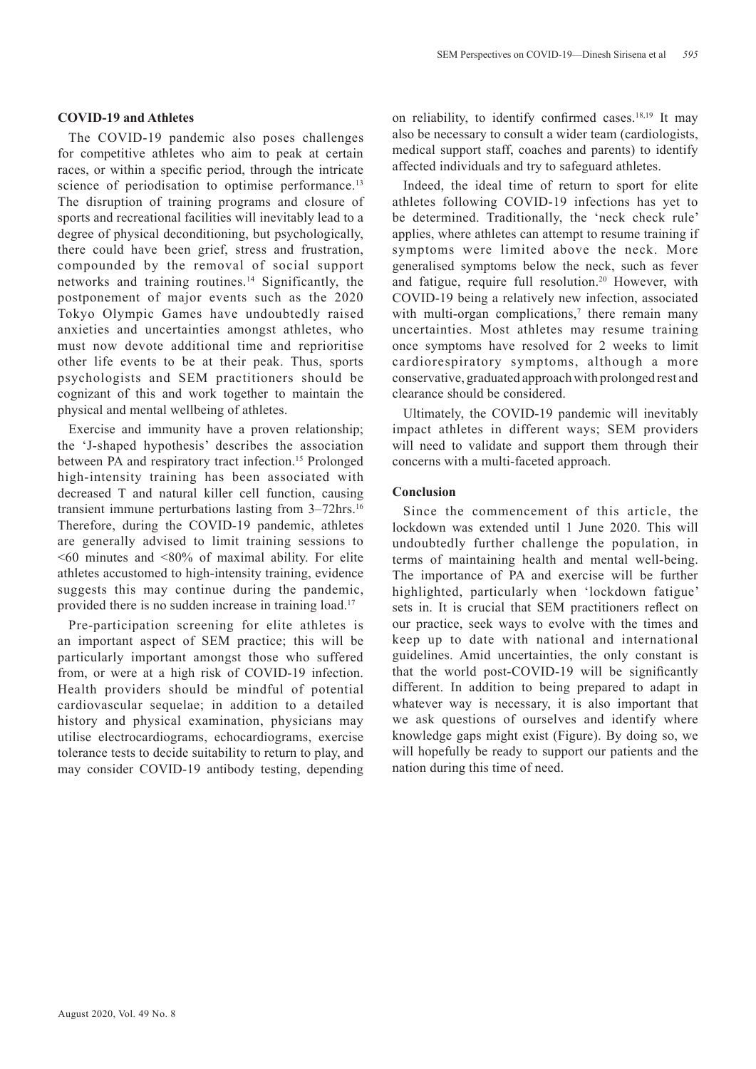### COVID-19 and Athletes

The COVID-19 pandemic also poses challenges for competitive athletes who aim to peak at certain races, or within a specific period, through the intricate science of periodisation to optimise performance.[13] The disruption of training programs and closure of sports and recreational facilities will inevitably lead to a degree of physical deconditioning, but psychologically, there could have been grief, stress and frustration, compounded by the removal of social support networks and training routines.[14] Significantly, the postponement of major events such as the 2020 Tokyo Olympic Games have undoubtedly raised anxieties and uncertainties amongst athletes, who must now devote additional time and reprioritise other life events to be at their peak. Thus, sports psychologists and SEM practitioners should be cognizant of this and work together to maintain the physical and mental wellbeing of athletes.

Exercise and immunity have a proven relationship; the 'J-shaped hypothesis' describes the association between PA and respiratory tract infection.[15] Prolonged high-intensity training has been associated with decreased T and natural killer cell function, causing transient immune perturbations lasting from 3–72hrs.[16] Therefore, during the COVID-19 pandemic, athletes are generally advised to limit training sessions to <60 minutes and <80% of maximal ability. For elite athletes accustomed to high-intensity training, evidence suggests this may continue during the pandemic, provided there is no sudden increase in training load.[17]

Pre-participation screening for elite athletes is an important aspect of SEM practice; this will be particularly important amongst those who suffered from, or were at a high risk of COVID-19 infection. Health providers should be mindful of potential cardiovascular sequelae; in addition to a detailed history and physical examination, physicians may utilise electrocardiograms, echocardiograms, exercise tolerance tests to decide suitability to return to play, and may consider COVID-19 antibody testing, depending on reliability, to identify confirmed cases.[18,19] It may also be necessary to consult a wider team (cardiologists, medical support staff, coaches and parents) to identify affected individuals and try to safeguard athletes.

Indeed, the ideal time of return to sport for elite athletes following COVID-19 infections has yet to be determined. Traditionally, the 'neck check rule' applies, where athletes can attempt to resume training if symptoms were limited above the neck. More generalised symptoms below the neck, such as fever and fatigue, require full resolution.[20] However, with COVID-19 being a relatively new infection, associated with multi-organ complications,[7] there remain many uncertainties. Most athletes may resume training once symptoms have resolved for 2 weeks to limit cardiorespiratory symptoms, although a more conservative, graduated approach with prolonged rest and clearance should be considered.

Ultimately, the COVID-19 pandemic will inevitably impact athletes in different ways; SEM providers will need to validate and support them through their concerns with a multi-faceted approach.

### Conclusion

Since the commencement of this article, the lockdown was extended until 1 June 2020. This will undoubtedly further challenge the population, in terms of maintaining health and mental well-being. The importance of PA and exercise will be further highlighted, particularly when 'lockdown fatigue' sets in. It is crucial that SEM practitioners reflect on our practice, seek ways to evolve with the times and keep up to date with national and international guidelines. Amid uncertainties, the only constant is that the world post-COVID-19 will be significantly different. In addition to being prepared to adapt in whatever way is necessary, it is also important that we ask questions of ourselves and identify where knowledge gaps might exist (Figure). By doing so, we will hopefully be ready to support our patients and the nation during this time of need.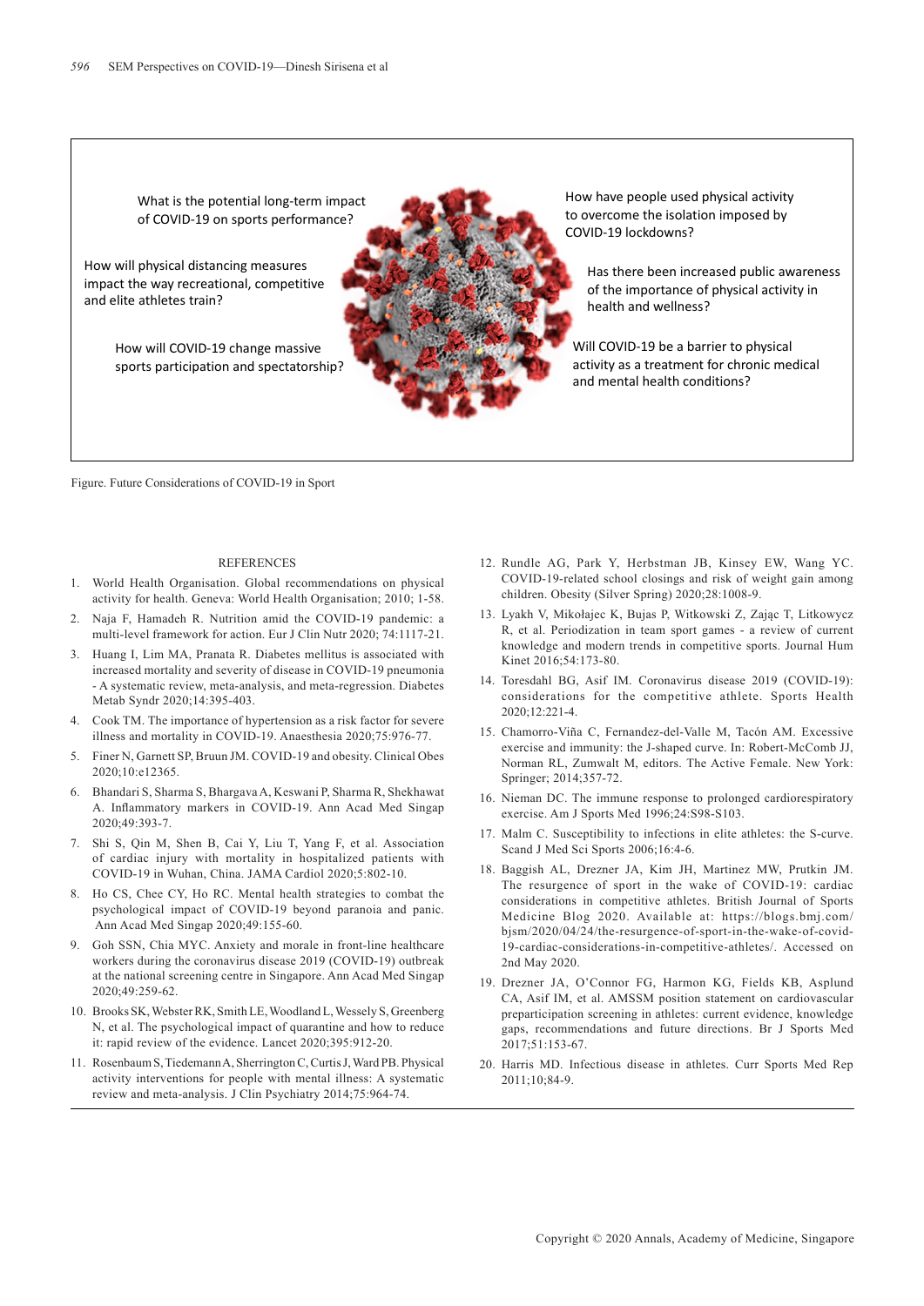What is the potential long-term impact of COVID-19 on sports performance?

How will physical distancing measures impact the way recreational, competitive and elite athletes train?

How will COVID-19 change massive sports participation and spectatorship?

How have people used physical activity to overcome the isolation imposed by COVID-19 lockdowns?

Has there been increased public awareness of the importance of physical activity in health and wellness?

Will COVID-19 be a barrier to physical activity as a treatment for chronic medical and mental health conditions?

Figure. Future Considerations of COVID-19 in Sport

## REFERENCES

1. World Health Organisation. Global recommendations on physical activity for health. Geneva: World Health Organisation; 2010; 1-58.
2. Naja F, Hamadeh R. Nutrition amid the COVID-19 pandemic: a multi-level framework for action. Eur J Clin Nutr 2020; 74:1117-21.
3. Huang I, Lim MA, Pranata R. Diabetes mellitus is associated with increased mortality and severity of disease in COVID-19 pneumonia - A systematic review, meta-analysis, and meta-regression. Diabetes Metab Syndr 2020;14:395-403.
4. Cook TM. The importance of hypertension as a risk factor for severe illness and mortality in COVID-19. Anaesthesia 2020;75:976-77.
5. Finer N, Garnett SP, Bruun JM. COVID-19 and obesity. Clinical Obes 2020;10:e12365.
6. Bhandari S, Sharma S, Bhargava A, Keswani P, Sharma R, Shekhawat A. Inflammatory markers in COVID-19. Ann Acad Med Singap 2020;49:393-7.
7. Shi S, Qin M, Shen B, Cai Y, Liu T, Yang F, et al. Association of cardiac injury with mortality in hospitalized patients with COVID-19 in Wuhan, China. JAMA Cardiol 2020;5:802-10.
8. Ho CS, Chee CY, Ho RC. Mental health strategies to combat the psychological impact of COVID-19 beyond paranoia and panic. Ann Acad Med Singap 2020;49:155-60.
9. Goh SSN, Chia MYC. Anxiety and morale in front-line healthcare workers during the coronavirus disease 2019 (COVID-19) outbreak at the national screening centre in Singapore. Ann Acad Med Singap 2020;49:259-62.
10. Brooks SK, Webster RK, Smith LE, Woodland L, Wessely S, Greenberg N, et al. The psychological impact of quarantine and how to reduce it: rapid review of the evidence. Lancet 2020;395:912-20.
11. Rosenbaum S, Tiedemann A, Sherrington C, Curtis J, Ward PB. Physical activity interventions for people with mental illness: A systematic review and meta-analysis. J Clin Psychiatry 2014;75:964-74.
12. Rundle AG, Park Y, Herbstman JB, Kinsey EW, Wang YC. COVID-19-related school closings and risk of weight gain among children. Obesity (Silver Spring) 2020;28:1008-9.
13. Lyakh V, Mikołajec K, Bujas P, Witkowski Z, Zając T, Litkowycz R, et al. Periodization in team sport games - a review of current knowledge and modern trends in competitive sports. Journal Hum Kinet 2016;54:173-80.
14. Toresdahl BG, Asif IM. Coronavirus disease 2019 (COVID-19): considerations for the competitive athlete. Sports Health 2020;12:221-4.
15. Chamorro-Viña C, Fernandez-del-Valle M, Tacón AM. Excessive exercise and immunity: the J-shaped curve. In: Robert-McComb JJ, Norman RL, Zumwalt M, editors. The Active Female. New York: Springer; 2014;357-72.
16. Nieman DC. The immune response to prolonged cardiorespiratory exercise. Am J Sports Med 1996;24:S98-S103.
17. Malm C. Susceptibility to infections in elite athletes: the S-curve. Scand J Med Sci Sports 2006;16:4-6.
18. Baggish AL, Drezner JA, Kim JH, Martinez MW, Prutkin JM. The resurgence of sport in the wake of COVID-19: cardiac considerations in competitive athletes. British Journal of Sports Medicine Blog 2020. Available at: https://blogs.bmj.com/bjsm/2020/04/24/the-resurgence-of-sport-in-the-wake-of-covid-19-cardiac-considerations-in-competitive-athletes/. Accessed on 2nd May 2020.
19. Drezner JA, O'Connor FG, Harmon KG, Fields KB, Asplund CA, Asif IM, et al. AMSSM position statement on cardiovascular preparticipation screening in athletes: current evidence, knowledge gaps, recommendations and future directions. Br J Sports Med 2017;51:153-67.
20. Harris MD. Infectious disease in athletes. Curr Sports Med Rep 2011;10;84-9.